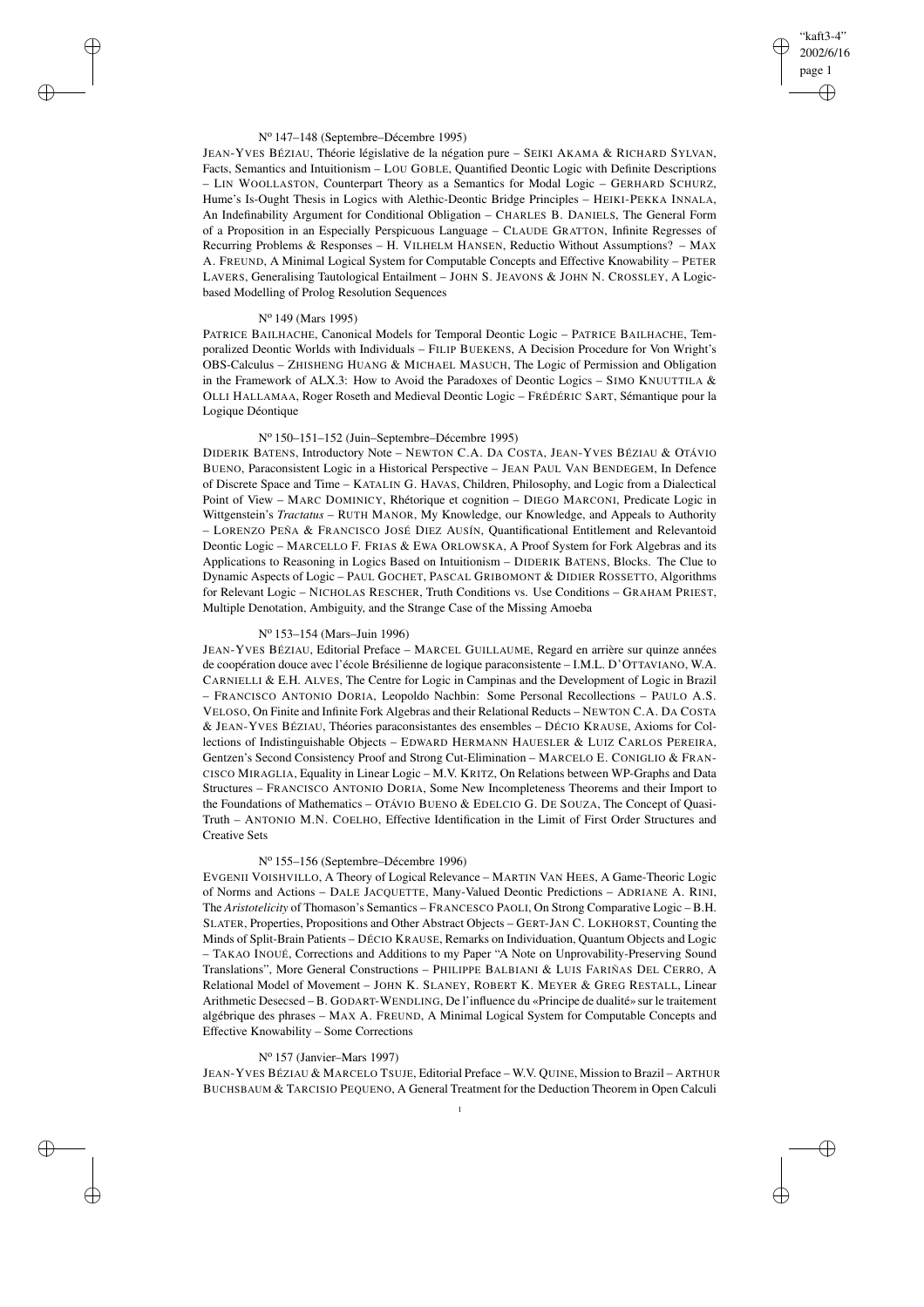Nº 147–148 (Septembre–Décembre 1995)

JEAN-YVES BÉZIAU, Théorie législative de la négation pure – SEIKI AKAMA & RICHARD SYLVAN, Facts, Semantics and Intuitionism – LOU GOBLE, Quantified Deontic Logic with Definite Descriptions – LIN WOOLLASTON, Counterpart Theory as a Semantics for Modal Logic – GERHARD SCHURZ, Hume's Is-Ought Thesis in Logics with Alethic-Deontic Bridge Principles – HEIKI-PEKKA INNALA, An Indefinability Argument for Conditional Obligation – CHARLES B. DANIELS, The General Form of a Proposition in an Especially Perspicuous Language – CLAUDE GRATTON, Infinite Regresses of Recurring Problems & Responses – H. VILHELM HANSEN, Reductio Without Assumptions? – MAX A. FREUND, A Minimal Logical System for Computable Concepts and Effective Knowability – PETER LAVERS, Generalising Tautological Entailment – JOHN S. JEAVONS & JOHN N. CROSSLEY, A Logic-based Modelling of Prolog Resolution Sequences

Nº 149 (Mars 1995)

PATRICE BAILHACHE, Canonical Models for Temporal Deontic Logic – PATRICE BAILHACHE, Temporalized Deontic Worlds with Individuals – FILIP BUEKENS, A Decision Procedure for Von Wright's OBS-Calculus – ZHISHENG HUANG & MICHAEL MASUCH, The Logic of Permission and Obligation in the Framework of ALX.3: How to Avoid the Paradoxes of Deontic Logics – SIMO KNUUTTILA & OLLI HALLAMAA, Roger Roseth and Medieval Deontic Logic – FRÉDÉRIC SART, Sémantique pour la Logique Déontique

Nº 150–151–152 (Juin–Septembre–Décembre 1995)

DIDERIK BATENS, Introductory Note – NEWTON C.A. DA COSTA, JEAN-YVES BÉZIAU & OTÁVIO BUENO, Paraconsistent Logic in a Historical Perspective – JEAN PAUL VAN BENDEGEM, In Defence of Discrete Space and Time – KATALIN G. HAVAS, Children, Philosophy, and Logic from a Dialectical Point of View – MARC DOMINICY, Rhétorique et cognition – DIEGO MARCONI, Predicate Logic in Wittgenstein's *Tractatus* – RUTH MANOR, My Knowledge, our Knowledge, and Appeals to Authority – LORENZO PEÑA & FRANCISCO JOSÉ DIEZ AUSÍN, Quantificational Entitlement and Relevantoid Deontic Logic – MARCELLO F. FRIAS & EWA ORLOWSKA, A Proof System for Fork Algebras and its Applications to Reasoning in Logics Based on Intuitionism – DIDERIK BATENS, Blocks. The Clue to Dynamic Aspects of Logic – PAUL GOCHET, PASCAL GRIBOMONT & DIDIER ROSSETTO, Algorithms for Relevant Logic – NICHOLAS RESCHER, Truth Conditions vs. Use Conditions – GRAHAM PRIEST, Multiple Denotation, Ambiguity, and the Strange Case of the Missing Amoeba

Nº 153–154 (Mars–Juin 1996)

JEAN-YVES BÉZIAU, Editorial Preface – MARCEL GUILLAUME, Regard en arrière sur quinze années de coopération douce avec l'école Brésilienne de logique paraconsistente – I.M.L. D'OTTAVIANO, W.A. CARNIELLI & E.H. ALVES, The Centre for Logic in Campinas and the Development of Logic in Brazil – FRANCISCO ANTONIO DORIA, Leopoldo Nachbin: Some Personal Recollections – PAULO A.S. VELOSO, On Finite and Infinite Fork Algebras and their Relational Reducts – NEWTON C.A. DA COSTA & JEAN-YVES BÉZIAU, Théories paraconsistantes des ensembles – DÉCIO KRAUSE, Axioms for Collections of Indistinguishable Objects – EDWARD HERMANN HAUESLER & LUIZ CARLOS PEREIRA, Gentzen's Second Consistency Proof and Strong Cut-Elimination – MARCELO E. CONIGLIO & FRANCISCO MIRAGLIA, Equality in Linear Logic – M.V. KRITZ, On Relations between WP-Graphs and Data Structures – FRANCISCO ANTONIO DORIA, Some New Incompleteness Theorems and their Import to the Foundations of Mathematics – OTÁVIO BUENO & EDELCIO G. DE SOUZA, The Concept of Quasi-Truth – ANTONIO M.N. COELHO, Effective Identification in the Limit of First Order Structures and Creative Sets

Nº 155–156 (Septembre–Décembre 1996)

EVGENII VOISHVILLO, A Theory of Logical Relevance – MARTIN VAN HEES, A Game-Theoric Logic of Norms and Actions – DALE JACQUETTE, Many-Valued Deontic Predictions – ADRIANE A. RINI, The *Aristotelicity* of Thomason's Semantics – FRANCESCO PAOLI, On Strong Comparative Logic – B.H. SLATER, Properties, Propositions and Other Abstract Objects – GERT-JAN C. LOKHORST, Counting the Minds of Split-Brain Patients – DÉCIO KRAUSE, Remarks on Individuation, Quantum Objects and Logic – TAKAO INOUÉ, Corrections and Additions to my Paper "A Note on Unprovability-Preserving Sound Translations", More General Constructions – PHILIPPE BALBIANI & LUIS FARIÑAS DEL CERRO, A Relational Model of Movement – JOHN K. SLANEY, ROBERT K. MEYER & GREG RESTALL, Linear Arithmetic Desecsed – B. GODART-WENDLING, De l'influence du «Principe de dualité» sur le traitement algébrique des phrases – MAX A. FREUND, A Minimal Logical System for Computable Concepts and Effective Knowability – Some Corrections

Nº 157 (Janvier–Mars 1997)

JEAN-YVES BÉZIAU & MARCELO TSUJE, Editorial Preface – W.V. QUINE, Mission to Brazil – ARTHUR BUCHSBAUM & TARCISIO PEQUENO, A General Treatment for the Deduction Theorem in Open Calculi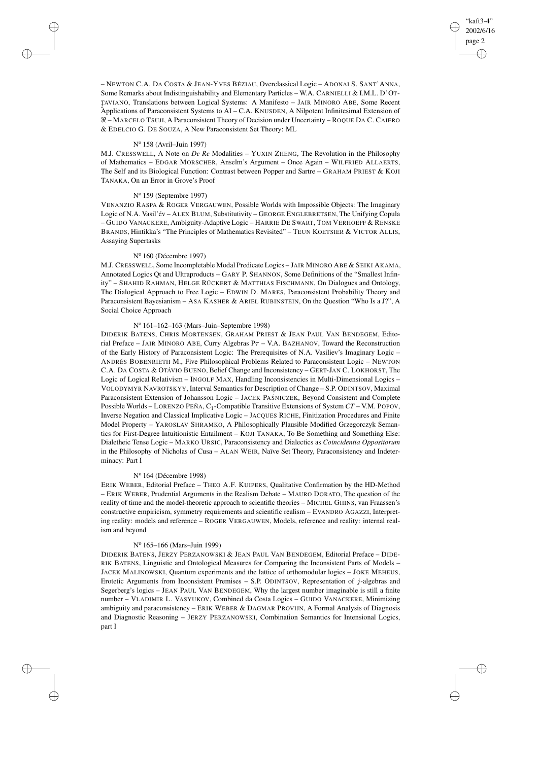– NEWTON C.A. DA COSTA & JEAN-YVES BÉZIAU, Overclassical Logic – ADONAI S. SANT'ANNA, Some Remarks about Indistinguishability and Elementary Particles – W.A. CARNIELLI & I.M.L. D'OTTAVIANO, Translations between Logical Systems: A Manifesto – JAIR MINORO ABE, Some Recent Applications of Paraconsistent Systems to AI – C.A. KNUSDEN, A Nilpotent Infinitesimal Extension of $\Re$ – MARCELO TSUJI, A Paraconsistent Theory of Decision under Uncertainty – ROQUE DA C. CAIERO & EDELCIO G. DE SOUZA, A New Paraconsistent Set Theory: ML

Nº 158 (Avril–Juin 1997)

M.J. CRESSWELL, A Note on *De Re* Modalities – YUXIN ZHENG, The Revolution in the Philosophy of Mathematics – EDGAR MORSCHER, Anselm's Argument – Once Again – WILFRIED ALLAERTS, The Self and its Biological Function: Contrast between Popper and Sartre – GRAHAM PRIEST & KOJI TANAKA, On an Error in Grove's Proof

Nº 159 (Septembre 1997)

VENANZIO RASPA & ROGER VERGAUWEN, Possible Worlds with Impossible Objects: The Imaginary Logic of N.A. Vasil'év – ALEX BLUM, Substitutivity – GEORGE ENGLEBRETSEN, The Unifying Copula – GUIDO VANACKERE, Ambiguity-Adaptive Logic – HARRIE DE SWART, TOM VERHOEFF & RENSKE BRANDS, Hintikka's "The Principles of Mathematics Revisited" – TEUN KOETSIER & VICTOR ALLIS, Assaying Supertasks

Nº 160 (Décembre 1997)

M.J. CRESSWELL, Some Incompletable Modal Predicate Logics – JAIR MINORO ABE & SEIKI AKAMA, Annotated Logics Qt and Ultraproducts – GARY P. SHANNON, Some Definitions of the "Smallest Infinity" – SHAHID RAHMAN, HELGE RÜCKERT & MATTHIAS FISCHMANN, On Dialogues and Ontology, The Dialogical Approach to Free Logic – EDWIN D. MARES, Paraconsistent Probability Theory and Paraconsistent Bayesianism – ASA KASHER & ARIEL RUBINSTEIN, On the Question "Who Is a J?", A Social Choice Approach

Nº 161–162–163 (Mars–Juin–Septembre 1998)

DIDERIK BATENS, CHRIS MORTENSEN, GRAHAM PRIEST & JEAN PAUL VAN BENDEGEM, Editorial Preface – JAIR MINORO ABE, Curry Algebras $P\tau$ – V.A. BAZHANOV, Toward the Reconstruction of the Early History of Paraconsistent Logic: The Prerequisites of N.A. Vasiliev's Imaginary Logic – ANDRÉS BOBENRIETH M., Five Philosophical Problems Related to Paraconsistent Logic – NEWTON C.A. DA COSTA & OTÁVIO BUENO, Belief Change and Inconsistency – GERT-JAN C. LOKHORST, The Logic of Logical Relativism – INGOLF MAX, Handling Inconsistencies in Multi-Dimensional Logics – VOLODYMYR NAVROTSKYY, Interval Semantics for Description of Change – S.P. ODINTSOV, Maximal Paraconsistent Extension of Johansson Logic – JACEK PAŚNICZEK, Beyond Consistent and Complete Possible Worlds – LORENZO PEÑA, $C_1$-Compatible Transitive Extensions of System *CT* – V.M. POPOV, Inverse Negation and Classical Implicative Logic – JACQUES RICHE, Finitization Procedures and Finite Model Property – YAROSLAV SHRAMKO, A Philosophically Plausible Modified Grzegorczyk Semantics for First-Degree Intuitionistic Entailment – KOJI TANAKA, To Be Something and Something Else: Dialetheic Tense Logic – MARKO URSIC, Paraconsistency and Dialectics as *Coincidentia Oppositorum* in the Philosophy of Nicholas of Cusa – ALAN WEIR, Naïve Set Theory, Paraconsistency and Indeterminacy: Part I

Nº 164 (Décembre 1998)

ERIK WEBER, Editorial Preface – THEO A.F. KUIPERS, Qualitative Confirmation by the HD-Method – ERIK WEBER, Prudential Arguments in the Realism Debate – MAURO DORATO, The question of the reality of time and the model-theoretic approach to scientific theories – MICHEL GHINS, van Fraassen's constructive empiricism, symmetry requirements and scientific realism – EVANDRO AGAZZI, Interpreting reality: models and reference – ROGER VERGAUWEN, Models, reference and reality: internal realism and beyond

Nº 165–166 (Mars–Juin 1999)

DIDERIK BATENS, JERZY PERZANOWSKI & JEAN PAUL VAN BENDEGEM, Editorial Preface – DIDERIK BATENS, Linguistic and Ontological Measures for Comparing the Inconsistent Parts of Models – JACEK MALINOWSKI, Quantum experiments and the lattice of orthomodular logics – JOKE MEHEUS, Erotetic Arguments from Inconsistent Premises – S.P. ODINTSOV, Representation of $j$-algebras and Segerberg's logics – JEAN PAUL VAN BENDEGEM, Why the largest number imaginable is still a finite number – VLADIMIR L. VASYUKOV, Combined da Costa Logics – GUIDO VANACKERE, Minimizing ambiguity and paraconsistency – ERIK WEBER & DAGMAR PROVIJN, A Formal Analysis of Diagnosis and Diagnostic Reasoning – JERZY PERZANOWSKI, Combination Semantics for Intensional Logics, part I